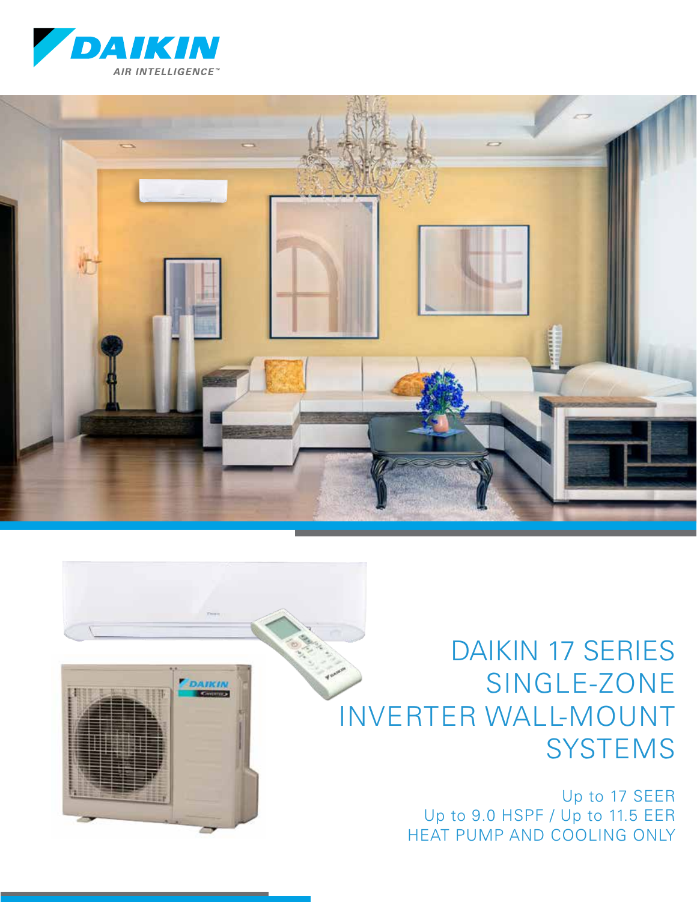DAIKIN

AIR INTELLIGENCE™

# DAIKIN 17 SERIES SINGLE-ZONE INVERTER WALL-MOUNT SYSTEMS

Up to 17 SEER
Up to 9.0 HSPF / Up to 11.5 EER
HEAT PUMP AND COOLING ONLY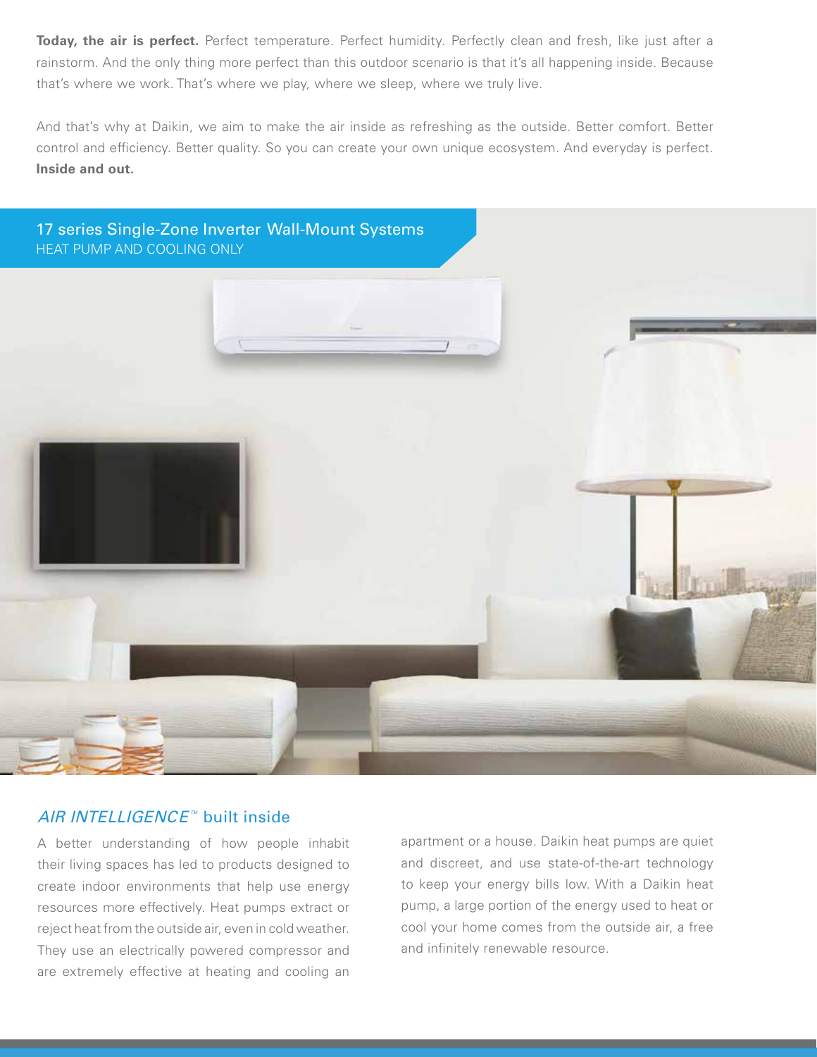**Today, the air is perfect.** Perfect temperature. Perfect humidity. Perfectly clean and fresh, like just after a rainstorm. And the only thing more perfect than this outdoor scenario is that it's all happening inside. Because that's where we work. That's where we play, where we sleep, where we truly live.

And that's why at Daikin, we aim to make the air inside as refreshing as the outside. Better comfort. Better control and efficiency. Better quality. So you can create your own unique ecosystem. And everyday is perfect. **Inside and out.**

## 17 series Single-Zone Inverter Wall-Mount Systems

HEAT PUMP AND COOLING ONLY

## *AIR INTELLIGENCE™* built inside

A better understanding of how people inhabit their living spaces has led to products designed to create indoor environments that help use energy resources more effectively. Heat pumps extract or reject heat from the outside air, even in cold weather. They use an electrically powered compressor and are extremely effective at heating and cooling an apartment or a house. Daikin heat pumps are quiet and discreet, and use state-of-the-art technology to keep your energy bills low. With a Daikin heat pump, a large portion of the energy used to heat or cool your home comes from the outside air, a free and infinitely renewable resource.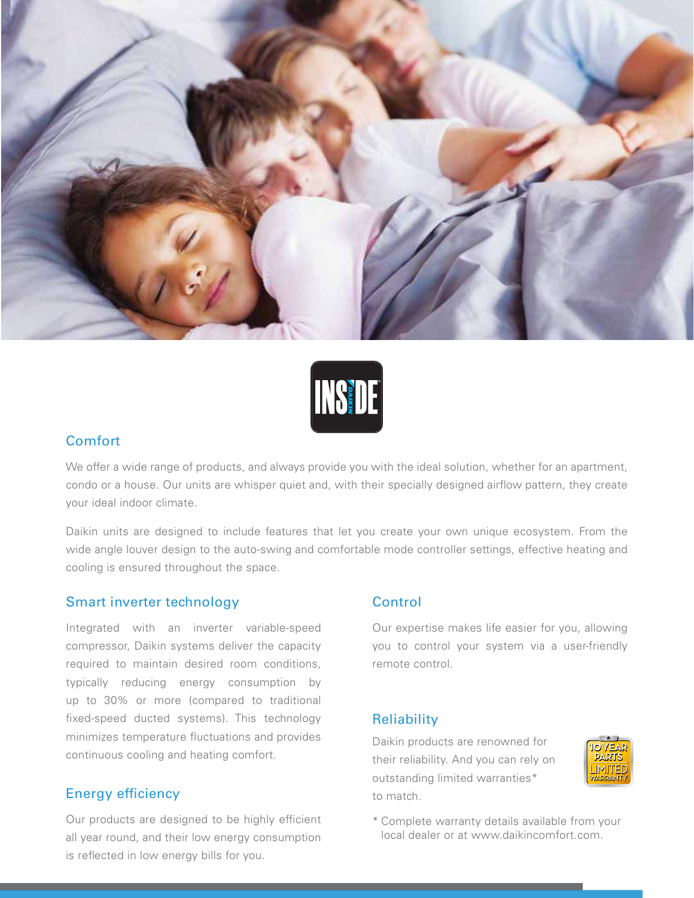## Comfort

We offer a wide range of products, and always provide you with the ideal solution, whether for an apartment, condo or a house. Our units are whisper quiet and, with their specially designed airflow pattern, they create your ideal indoor climate.

Daikin units are designed to include features that let you create your own unique ecosystem. From the wide angle louver design to the auto-swing and comfortable mode controller settings, effective heating and cooling is ensured throughout the space.

## Smart inverter technology

Integrated with an inverter variable-speed compressor, Daikin systems deliver the capacity required to maintain desired room conditions, typically reducing energy consumption by up to 30% or more (compared to traditional fixed-speed ducted systems). This technology minimizes temperature fluctuations and provides continuous cooling and heating comfort.

## Energy efficiency

Our products are designed to be highly efficient all year round, and their low energy consumption is reflected in low energy bills for you.

## Control

Our expertise makes life easier for you, allowing you to control your system via a user-friendly remote control.

## Reliability

Daikin products are renowned for their reliability. And you can rely on outstanding limited warranties* to match.

* Complete warranty details available from your local dealer or at www.daikincomfort.com.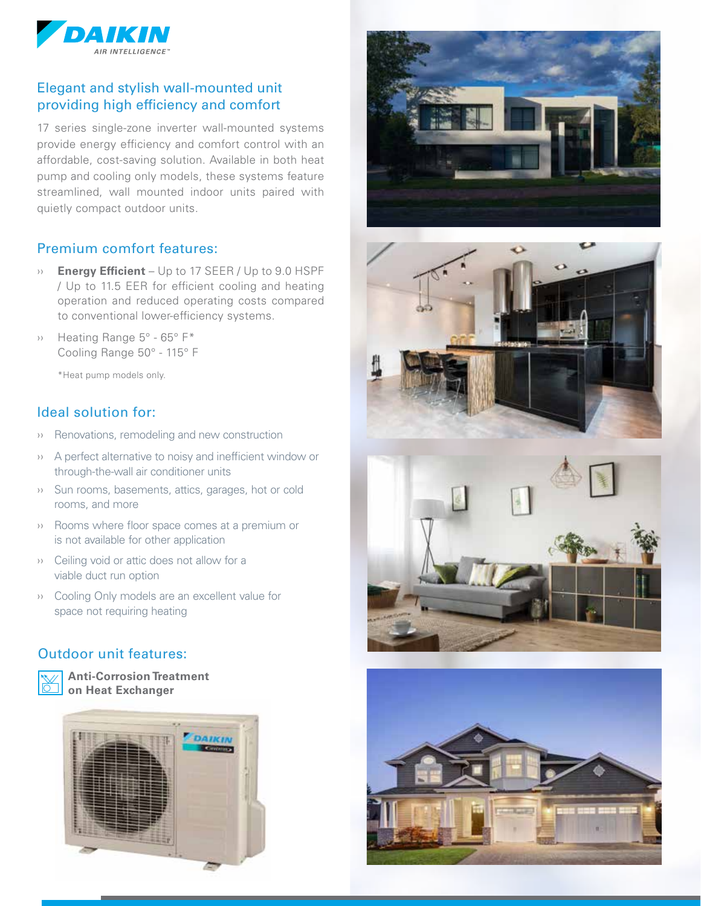## Elegant and stylish wall-mounted unit providing high efficiency and comfort

17 series single-zone inverter wall-mounted systems provide energy efficiency and comfort control with an affordable, cost-saving solution. Available in both heat pump and cooling only models, these systems feature streamlined, wall mounted indoor units paired with quietly compact outdoor units.

### Premium comfort features:

- **Energy Efficient** – Up to 17 SEER / Up to 9.0 HSPF / Up to 11.5 EER for efficient cooling and heating operation and reduced operating costs compared to conventional lower-efficiency systems.
- Heating Range 5° - 65° F*
  Cooling Range 50° - 115° F

  *Heat pump models only.

### Ideal solution for:

- Renovations, remodeling and new construction
- A perfect alternative to noisy and inefficient window or through-the-wall air conditioner units
- Sun rooms, basements, attics, garages, hot or cold rooms, and more
- Rooms where floor space comes at a premium or is not available for other application
- Ceiling void or attic does not allow for a viable duct run option
- Cooling Only models are an excellent value for space not requiring heating

### Outdoor unit features:

**Anti-Corrosion Treatment on Heat Exchanger**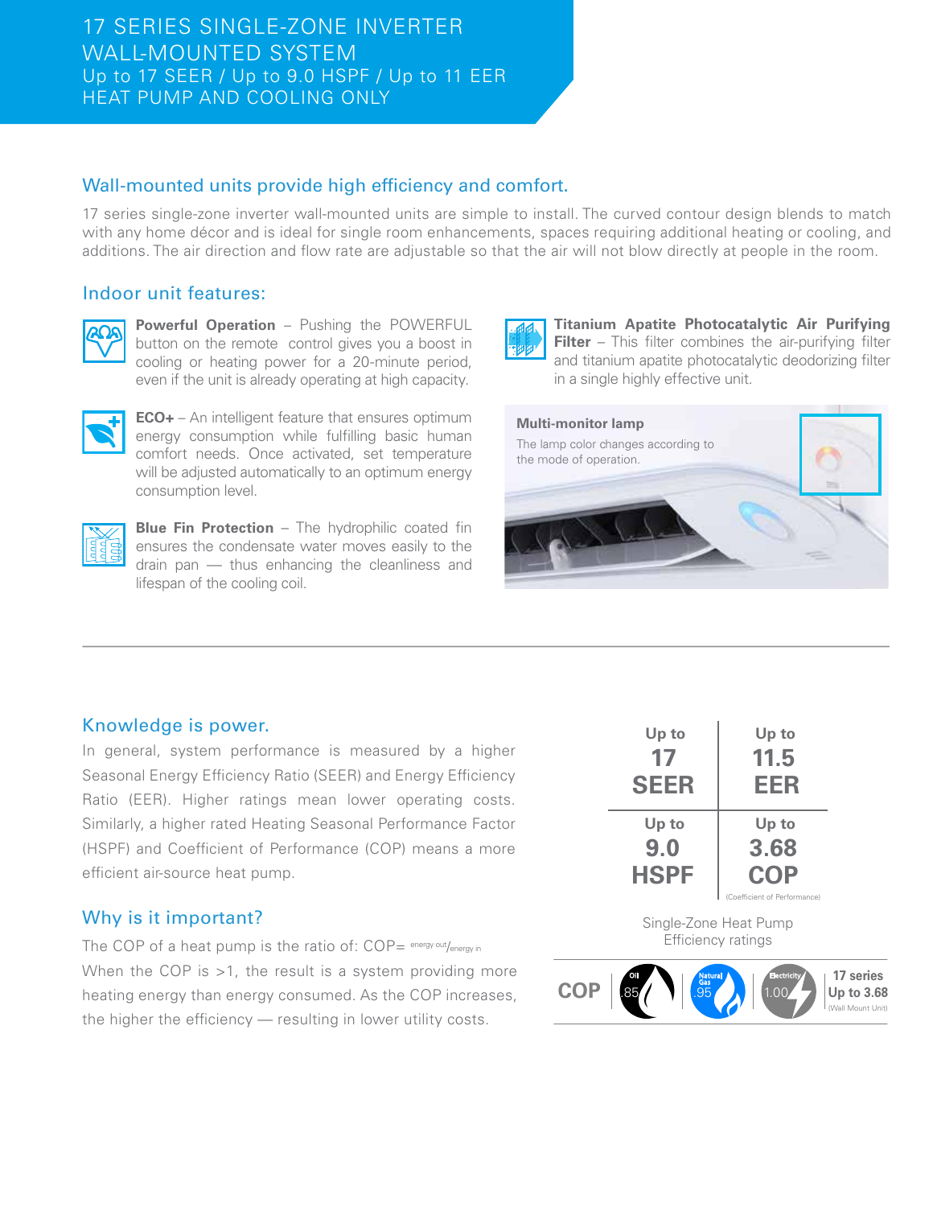# 17 SERIES SINGLE-ZONE INVERTER WALL-MOUNTED SYSTEM

Up to 17 SEER / Up to 9.0 HSPF / Up to 11 EER
HEAT PUMP AND COOLING ONLY

## Wall-mounted units provide high efficiency and comfort.

17 series single-zone inverter wall-mounted units are simple to install. The curved contour design blends to match with any home décor and is ideal for single room enhancements, spaces requiring additional heating or cooling, and additions. The air direction and flow rate are adjustable so that the air will not blow directly at people in the room.

## Indoor unit features:

**Powerful Operation** – Pushing the POWERFUL button on the remote control gives you a boost in cooling or heating power for a 20-minute period, even if the unit is already operating at high capacity.

**ECO+** – An intelligent feature that ensures optimum energy consumption while fulfilling basic human comfort needs. Once activated, set temperature will be adjusted automatically to an optimum energy consumption level.

**Blue Fin Protection** – The hydrophilic coated fin ensures the condensate water moves easily to the drain pan — thus enhancing the cleanliness and lifespan of the cooling coil.

**Titanium Apatite Photocatalytic Air Purifying Filter** – This filter combines the air-purifying filter and titanium apatite photocatalytic deodorizing filter in a single highly effective unit.

**Multi-monitor lamp**

The lamp color changes according to the mode of operation.

## Knowledge is power.

In general, system performance is measured by a higher Seasonal Energy Efficiency Ratio (SEER) and Energy Efficiency Ratio (EER). Higher ratings mean lower operating costs. Similarly, a higher rated Heating Seasonal Performance Factor (HSPF) and Coefficient of Performance (COP) means a more efficient air-source heat pump.

## Why is it important?

The COP of a heat pump is the ratio of: COP= $^{energy\ out}/_{energy\ in}$

When the COP is >1, the result is a system providing more heating energy than energy consumed. As the COP increases, the higher the efficiency — resulting in lower utility costs.

| Up to 17 SEER | Up to 11.5 EER |
|---|---|
| Up to 9.0 HSPF | Up to 3.68 COP (Coefficient of Performance) |

Single-Zone Heat Pump Efficiency ratings

| COP | Oil | Natural Gas | Electricity | 17 series |
|---|---|---|---|---|
| | .85 | .95 | 1.00 | Up to 3.68 (Wall Mount Unit) |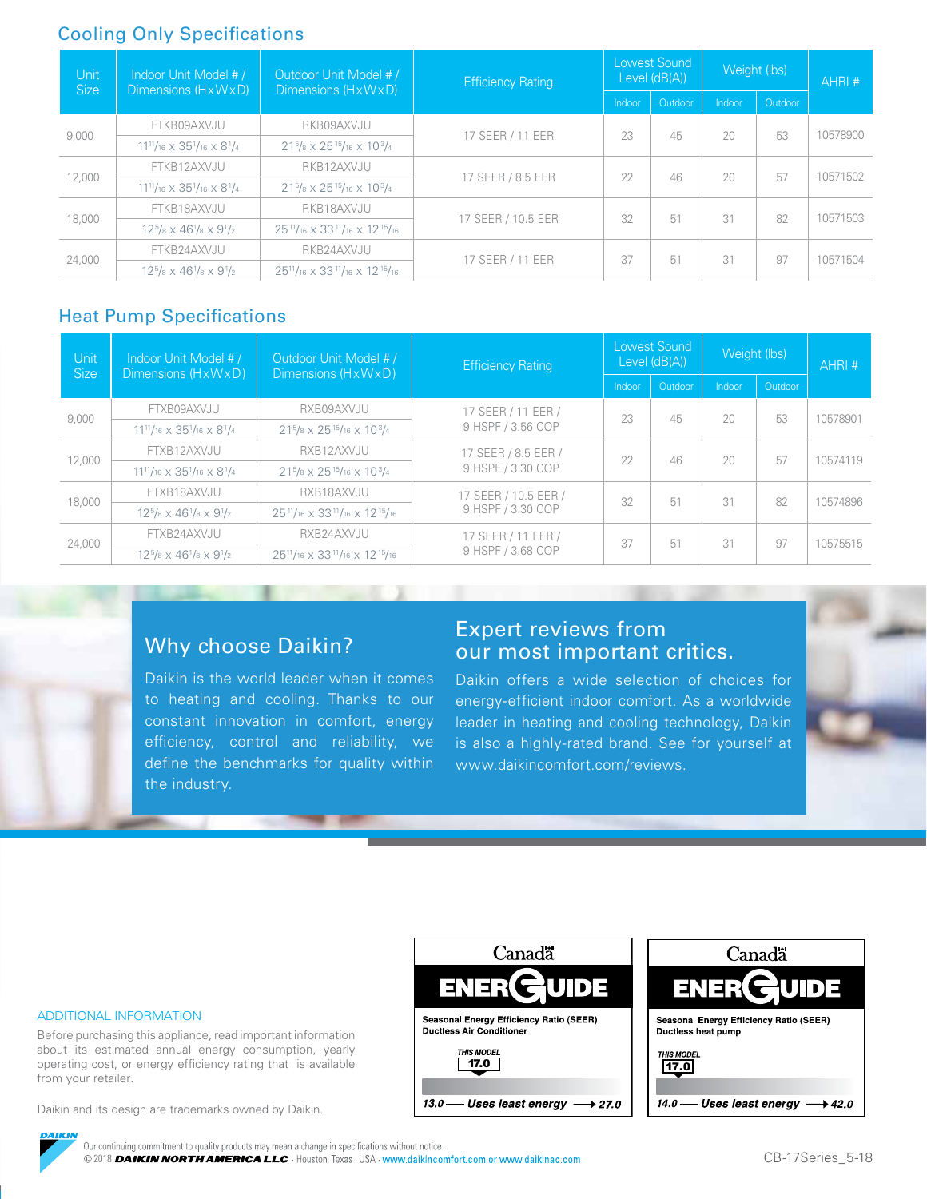## Cooling Only Specifications

| Unit Size | Indoor Unit Model # / Dimensions (HxWxD) | Outdoor Unit Model # / Dimensions (HxWxD) | Efficiency Rating | Lowest Sound Level (dB(A)) | | Weight (lbs) | | AHRI # |
|---|---|---|---|---|---|---|---|---|
| | | | | Indoor | Outdoor | Indoor | Outdoor | |
| 9,000 | FTKB09AXVJU<br>11 11/16 x 35 1/16 x 8 1/4 | RKB09AXVJU<br>21 5/8 x 25 15/16 x 10 3/4 | 17 SEER / 11 EER | 23 | 45 | 20 | 53 | 10578900 |
| 12,000 | FTKB12AXVJU<br>11 11/16 x 35 1/16 x 8 1/4 | RKB12AXVJU<br>21 5/8 x 25 15/16 x 10 3/4 | 17 SEER / 8.5 EER | 22 | 46 | 20 | 57 | 10571502 |
| 18,000 | FTKB18AXVJU<br>12 5/8 x 46 1/8 x 9 1/2 | RKB18AXVJU<br>25 11/16 x 33 11/16 x 12 15/16 | 17 SEER / 10.5 EER | 32 | 51 | 31 | 82 | 10571503 |
| 24,000 | FTKB24AXVJU<br>12 5/8 x 46 1/8 x 9 1/2 | RKB24AXVJU<br>25 11/16 x 33 11/16 x 12 15/16 | 17 SEER / 11 EER | 37 | 51 | 31 | 97 | 10571504 |

## Heat Pump Specifications

| Unit Size | Indoor Unit Model # / Dimensions (HxWxD) | Outdoor Unit Model # / Dimensions (HxWxD) | Efficiency Rating | Lowest Sound Level (dB(A)) | | Weight (lbs) | | AHRI # |
|---|---|---|---|---|---|---|---|---|
| | | | | Indoor | Outdoor | Indoor | Outdoor | |
| 9,000 | FTXB09AXVJU<br>11 11/16 x 35 1/16 x 8 1/4 | RXB09AXVJU<br>21 5/8 x 25 15/16 x 10 3/4 | 17 SEER / 11 EER / 9 HSPF / 3.56 COP | 23 | 45 | 20 | 53 | 10578901 |
| 12,000 | FTXB12AXVJU<br>11 11/16 x 35 1/16 x 8 1/4 | RXB12AXVJU<br>21 5/8 x 25 15/16 x 10 3/4 | 17 SEER / 8.5 EER / 9 HSPF / 3.30 COP | 22 | 46 | 20 | 57 | 10574119 |
| 18,000 | FTXB18AXVJU<br>12 5/8 x 46 1/8 x 9 1/2 | RXB18AXVJU<br>25 11/16 x 33 11/16 x 12 15/16 | 17 SEER / 10.5 EER / 9 HSPF / 3.30 COP | 32 | 51 | 31 | 82 | 10574896 |
| 24,000 | FTXB24AXVJU<br>12 5/8 x 46 1/8 x 9 1/2 | RXB24AXVJU<br>25 11/16 x 33 11/16 x 12 15/16 | 17 SEER / 11 EER / 9 HSPF / 3.68 COP | 37 | 51 | 31 | 97 | 10575515 |

### Why choose Daikin?

Daikin is the world leader when it comes to heating and cooling. Thanks to our constant innovation in comfort, energy efficiency, control and reliability, we define the benchmarks for quality within the industry.

### Expert reviews from our most important critics.

Daikin offers a wide selection of choices for energy-efficient indoor comfort. As a worldwide leader in heating and cooling technology, Daikin is also a highly-rated brand. See for yourself at www.daikincomfort.com/reviews.

ADDITIONAL INFORMATION

Before purchasing this appliance, read important information about its estimated annual energy consumption, yearly operating cost, or energy efficiency rating that is available from your retailer.

Daikin and its design are trademarks owned by Daikin.

Canada ENERGUIDE
Seasonal Energy Efficiency Ratio (SEER)
Ductless Air Conditioner
THIS MODEL 17.0
13.0 — Uses least energy → 27.0

Canada ENERGUIDE
Seasonal Energy Efficiency Ratio (SEER)
Ductless heat pump
THIS MODEL 17.0
14.0 — Uses least energy → 42.0

Our continuing commitment to quality products may mean a change in specifications without notice.
© 2018 **DAIKIN NORTH AMERICA LLC** · Houston, Texas · USA · www.daikincomfort.com or www.daikinac.com

CB-17Series_5-18